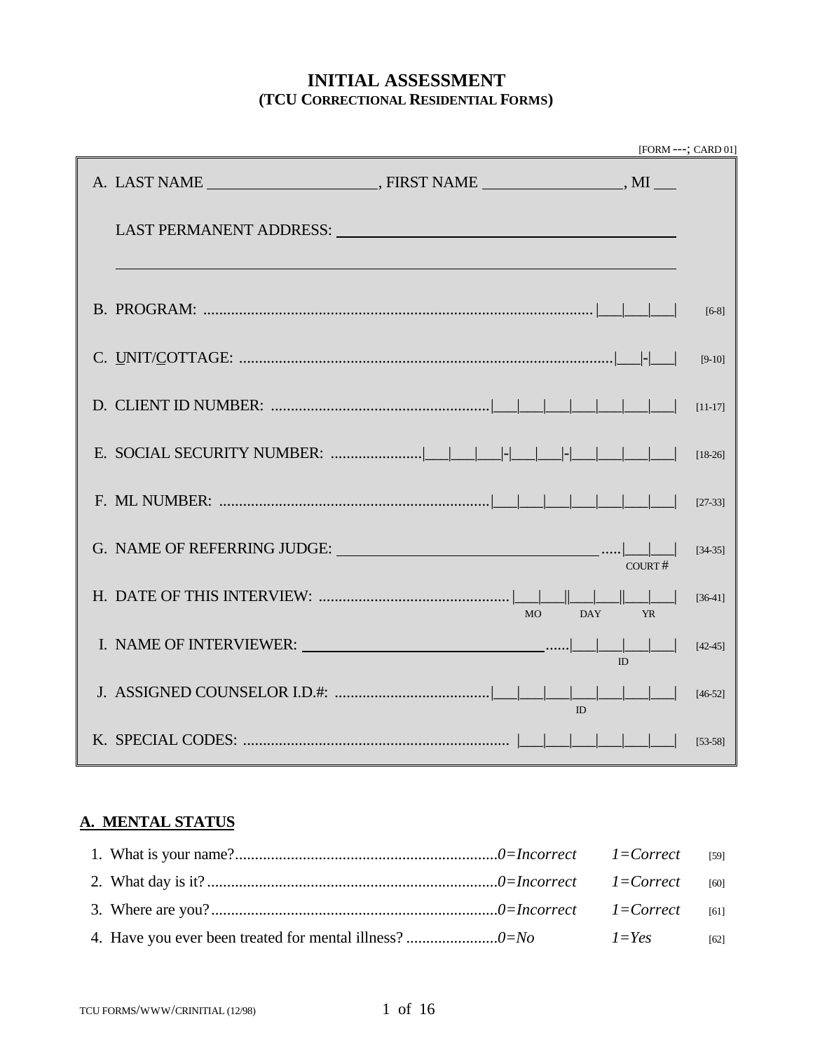# INITIAL ASSESSMENT
## (TCU CORRECTIONAL RESIDENTIAL FORMS)

[FORM ---; CARD 01]

A. LAST NAME ____________________, FIRST NAME ________________, MI ___

LAST PERMANENT ADDRESS: ________________________________________

_______________________________________________________________

B. PROGRAM: ............................................................................................... |___|___|___| [6-8]

C. UNIT/COTTAGE: ............................................................................................|___|-|___| [9-10]

D. CLIENT ID NUMBER: .......................................................|___|___|___|___|___|___|___| [11-17]

E. SOCIAL SECURITY NUMBER: .......................|___|___|___|-|___|___|-|___|___|___|___| [18-26]

F. ML NUMBER: ...................................................................|___|___|___|___|___|___|___| [27-33]

G. NAME OF REFERRING JUDGE: ________________________________ .....|___|___| [34-35]
COURT #

H. DATE OF THIS INTERVIEW: ................................................|___|___||___|___||___|___| [36-41]
MO DAY YR

I. NAME OF INTERVIEWER: ______________________________......|___|___|___|___| [42-45]
ID

J. ASSIGNED COUNSELOR I.D.#: .......................................|___|___|___|___|___|___|___| [46-52]
ID

K. SPECIAL CODES: .................................................................. |___|___|___|___|___|___| [53-58]

## A. MENTAL STATUS

1. What is your name?.................................................................*0=Incorrect* *1=Correct* [59]
2. What day is it?.........................................................................*0=Incorrect* *1=Correct* [60]
3. Where are you?........................................................................*0=Incorrect* *1=Correct* [61]
4. Have you ever been treated for mental illness? .......................*0=No* *1=Yes* [62]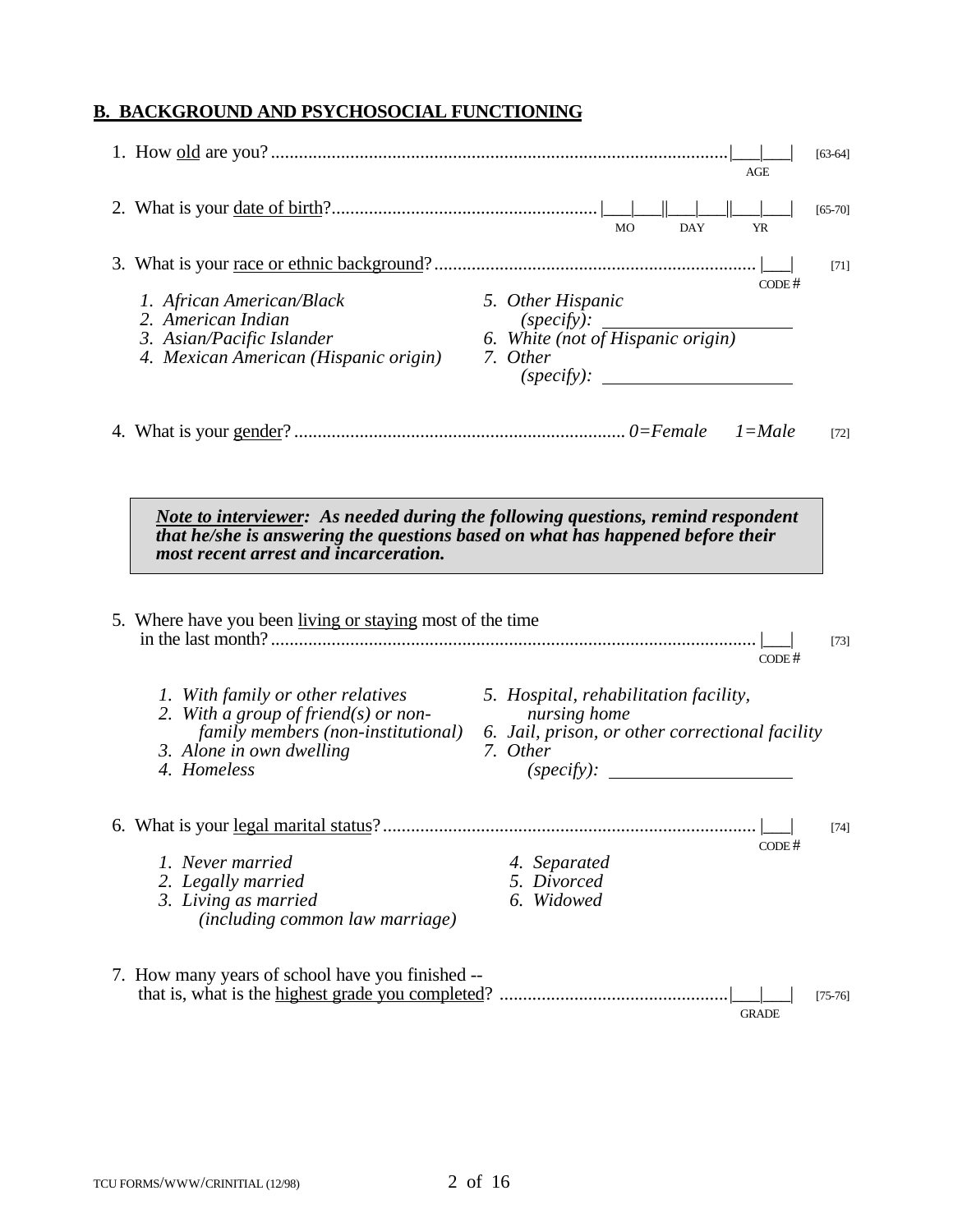## B. BACKGROUND AND PSYCHOSOCIAL FUNCTIONING

1. How old are you? .................................................................................................. |___|___| [63-64]
   AGE

2. What is your date of birth? ......................................................... |___|___||___|___||___|___| [65-70]
   MO DAY YR

3. What is your race or ethnic background? ..................................................................... |___| [71]
   CODE #

   *1. African American/Black*
   *2. American Indian*
   *3. Asian/Pacific Islander*
   *4. Mexican American (Hispanic origin)*
   *5. Other Hispanic (specify): ____________________*
   *6. White (not of Hispanic origin)*
   *7. Other (specify): ____________________*

4. What is your gender? ....................................................................... *0=Female* *1=Male* [72]

> ***Note to interviewer:* As needed during the following questions, remind respondent that he/she is answering the questions based on what has happened before their most recent arrest and incarceration.**

5. Where have you been living or staying most of the time in the last month? ......................................................................................................... |___| [73]
   CODE #

   *1. With family or other relatives*
   *2. With a group of friend(s) or non-family members (non-institutional)*
   *3. Alone in own dwelling*
   *4. Homeless*
   *5. Hospital, rehabilitation facility, nursing home*
   *6. Jail, prison, or other correctional facility*
   *7. Other (specify): ____________________*

6. What is your legal marital status? ................................................................................ |___| [74]
   CODE #

   *1. Never married*
   *2. Legally married*
   *3. Living as married (including common law marriage)*
   *4. Separated*
   *5. Divorced*
   *6. Widowed*

7. How many years of school have you finished -- that is, what is the highest grade you completed? ................................................|___|___| [75-76]
   GRADE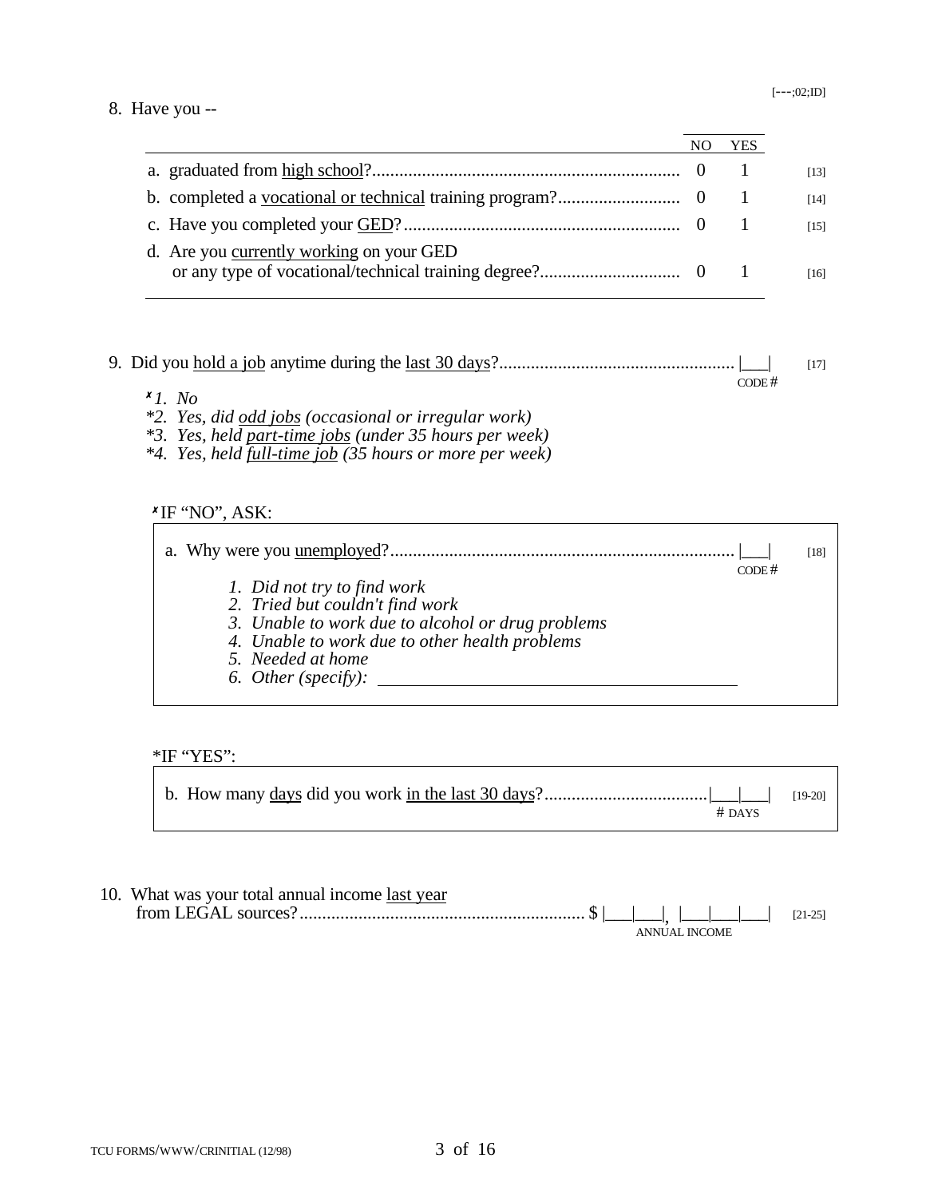[---;02;ID]

8. Have you --

| | NO | YES | |
|---|---|---|---|
| a. graduated from high school? | 0 | 1 | [13] |
| b. completed a vocational or technical training program? | 0 | 1 | [14] |
| c. Have you completed your GED? | 0 | 1 | [15] |
| d. Are you currently working on your GED or any type of vocational/technical training degree? | 0 | 1 | [16] |

9. Did you hold a job anytime during the last 30 days? .................................................... |___| [17]
CODE #

*ˣ1. No*
**2. Yes, did odd jobs (occasional or irregular work)*
**3. Yes, held part-time jobs (under 35 hours per week)*
**4. Yes, held full-time job (35 hours or more per week)*

ˣIF "NO", ASK:

a. Why were you unemployed? ............................................................................ |___| [18]
CODE #

*1. Did not try to find work*
*2. Tried but couldn't find work*
*3. Unable to work due to alcohol or drug problems*
*4. Unable to work due to other health problems*
*5. Needed at home*
*6. Other (specify):* ______________________________

*IF "YES":

b. How many days did you work in the last 30 days? .................................... |___|___| [19-20]
# DAYS

10. What was your total annual income last year from LEGAL sources? ............................................................... $ |___|___|, |___|___|___| [21-25]
ANNUAL INCOME

TCU FORMS/WWW/CRINITIAL (12/98)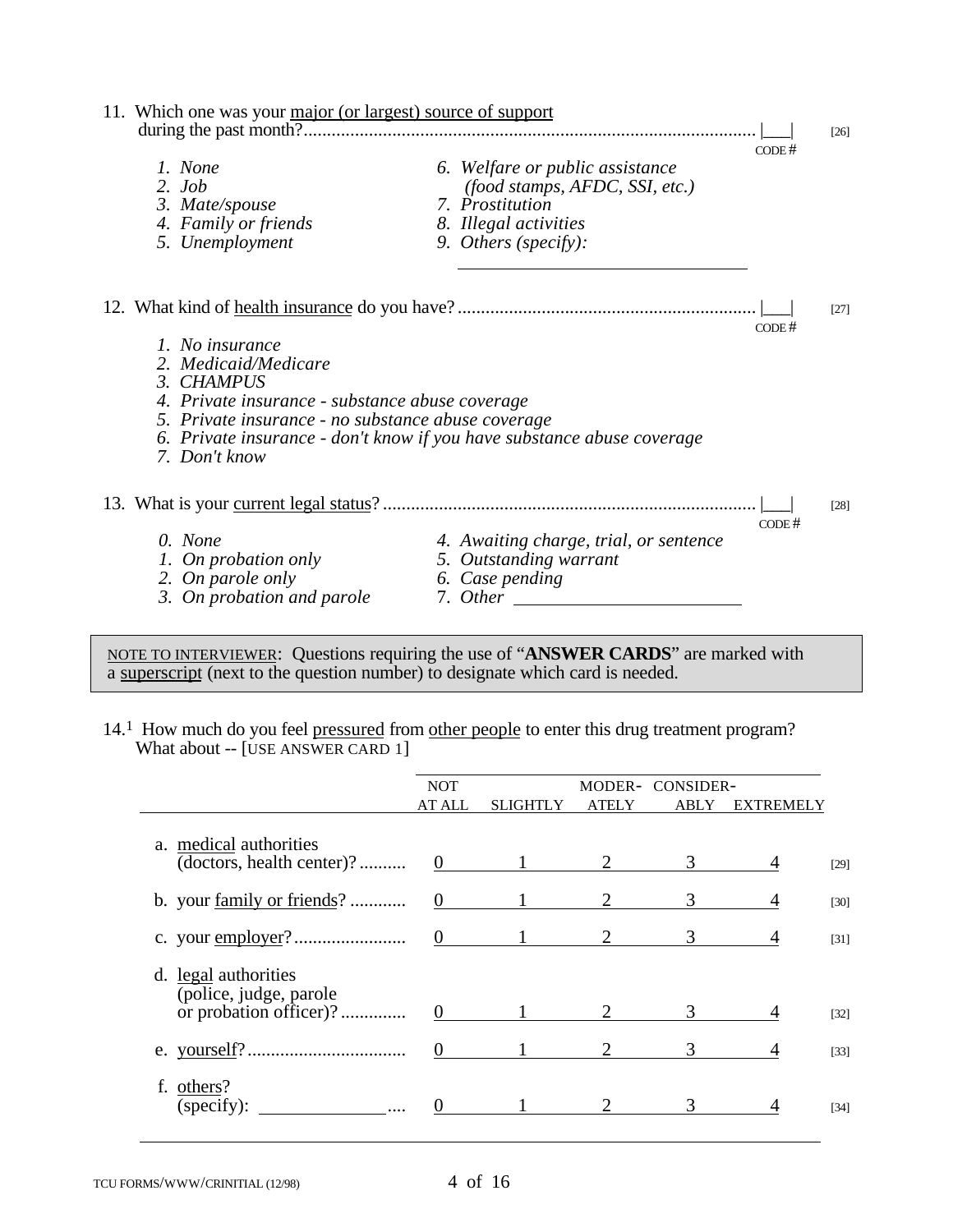11. Which one was your major (or largest) source of support during the past month?................................................................................................ |___| [26]
CODE #

   1. *None*
   2. *Job*
   3. *Mate/spouse*
   4. *Family or friends*
   5. *Unemployment*
   6. *Welfare or public assistance (food stamps, AFDC, SSI, etc.)*
   7. *Prostitution*
   8. *Illegal activities*
   9. *Others (specify):* ______________________________

12. What kind of health insurance do you have?................................................................ |___| [27]
CODE #

   1. *No insurance*
   2. *Medicaid/Medicare*
   3. *CHAMPUS*
   4. *Private insurance - substance abuse coverage*
   5. *Private insurance - no substance abuse coverage*
   6. *Private insurance - don't know if you have substance abuse coverage*
   7. *Don't know*

13. What is your current legal status?................................................................................ |___| [28]
CODE #

   0. *None*
   1. *On probation only*
   2. *On parole only*
   3. *On probation and parole*
   4. *Awaiting charge, trial, or sentence*
   5. *Outstanding warrant*
   6. *Case pending*
   7. *Other* ______________________

> NOTE TO INTERVIEWER: Questions requiring the use of "**ANSWER CARDS**" are marked with a superscript (next to the question number) to designate which card is needed.

14.[1] How much do you feel pressured from other people to enter this drug treatment program? What about -- [USE ANSWER CARD 1]

| | NOT AT ALL | SLIGHTLY | MODER-ATELY | CONSIDER-ABLY | EXTREMELY | |
|---|---|---|---|---|---|---|
| a. medical authorities (doctors, health center)? .......... | 0 | 1 | 2 | 3 | 4 | [29] |
| b. your family or friends? ............ | 0 | 1 | 2 | 3 | 4 | [30] |
| c. your employer? ........................ | 0 | 1 | 2 | 3 | 4 | [31] |
| d. legal authorities (police, judge, parole or probation officer)? .............. | 0 | 1 | 2 | 3 | 4 | [32] |
| e. yourself? .................................. | 0 | 1 | 2 | 3 | 4 | [33] |
| f. others? (specify): ______________ .... | 0 | 1 | 2 | 3 | 4 | [34] |

TCU FORMS/WWW/CRINITIAL (12/98)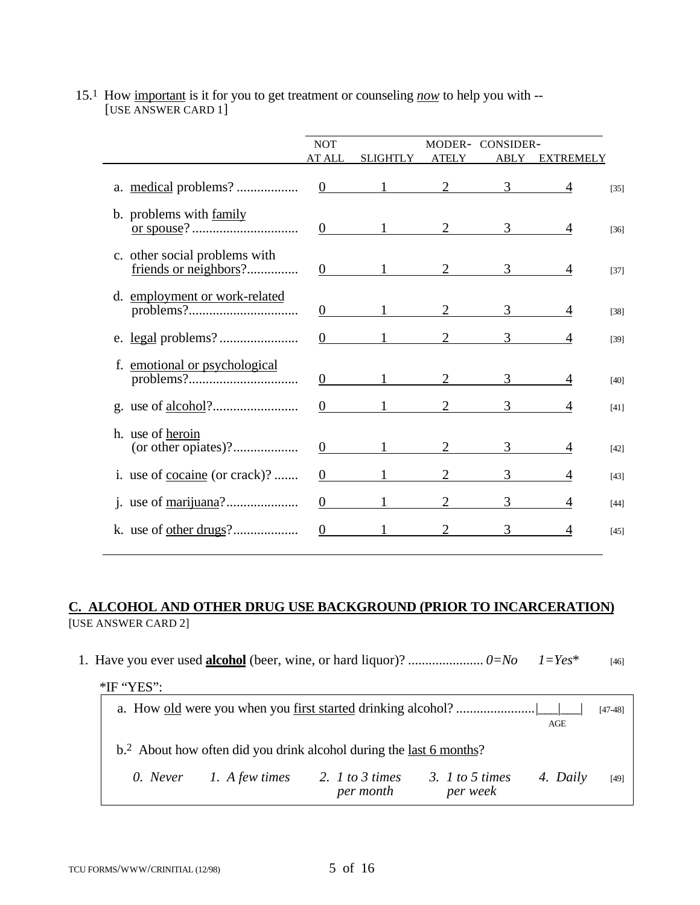15.[1] How <u>important</u> is it for you to get treatment or counseling <u>*now*</u> to help you with --
[USE ANSWER CARD 1]

| | NOT AT ALL | SLIGHTLY | MODER-ATELY | CONSIDER-ABLY | EXTREMELY | |
|---|---|---|---|---|---|---|
| a. <u>medical</u> problems? .................. | 0 | 1 | 2 | 3 | 4 | [35] |
| b. problems with <u>family or spouse</u>? .............................. | 0 | 1 | 2 | 3 | 4 | [36] |
| c. other social problems with <u>friends or neighbors</u>? .............. | 0 | 1 | 2 | 3 | 4 | [37] |
| d. <u>employment or work-related</u> problems? ................................ | 0 | 1 | 2 | 3 | 4 | [38] |
| e. <u>legal</u> problems? ....................... | 0 | 1 | 2 | 3 | 4 | [39] |
| f. <u>emotional or psychological</u> problems? ................................ | 0 | 1 | 2 | 3 | 4 | [40] |
| g. use of <u>alcohol</u>? ......................... | 0 | 1 | 2 | 3 | 4 | [41] |
| h. use of <u>heroin</u> (or other opiates)? ................... | 0 | 1 | 2 | 3 | 4 | [42] |
| i. use of <u>cocaine</u> (or crack)? ....... | 0 | 1 | 2 | 3 | 4 | [43] |
| j. use of <u>marijuana</u>? ..................... | 0 | 1 | 2 | 3 | 4 | [44] |
| k. use of <u>other drugs</u>? ................... | 0 | 1 | 2 | 3 | 4 | [45] |

## <u>C. ALCOHOL AND OTHER DRUG USE BACKGROUND (PRIOR TO INCARCERATION)</u>

[USE ANSWER CARD 2]

1. Have you ever used **<u>alcohol</u>** (beer, wine, or hard liquor)? ...................... *0=No* *1=Yes** [46]

*IF "YES":

a. How <u>old</u> were you when you <u>first started</u> drinking alcohol? .......................|___|___| AGE [47-48]

b.[2] About how often did you drink alcohol during the <u>last 6 months</u>?

*0. Never* *1. A few times* *2. 1 to 3 times per month* *3. 1 to 5 times per week* *4. Daily* [49]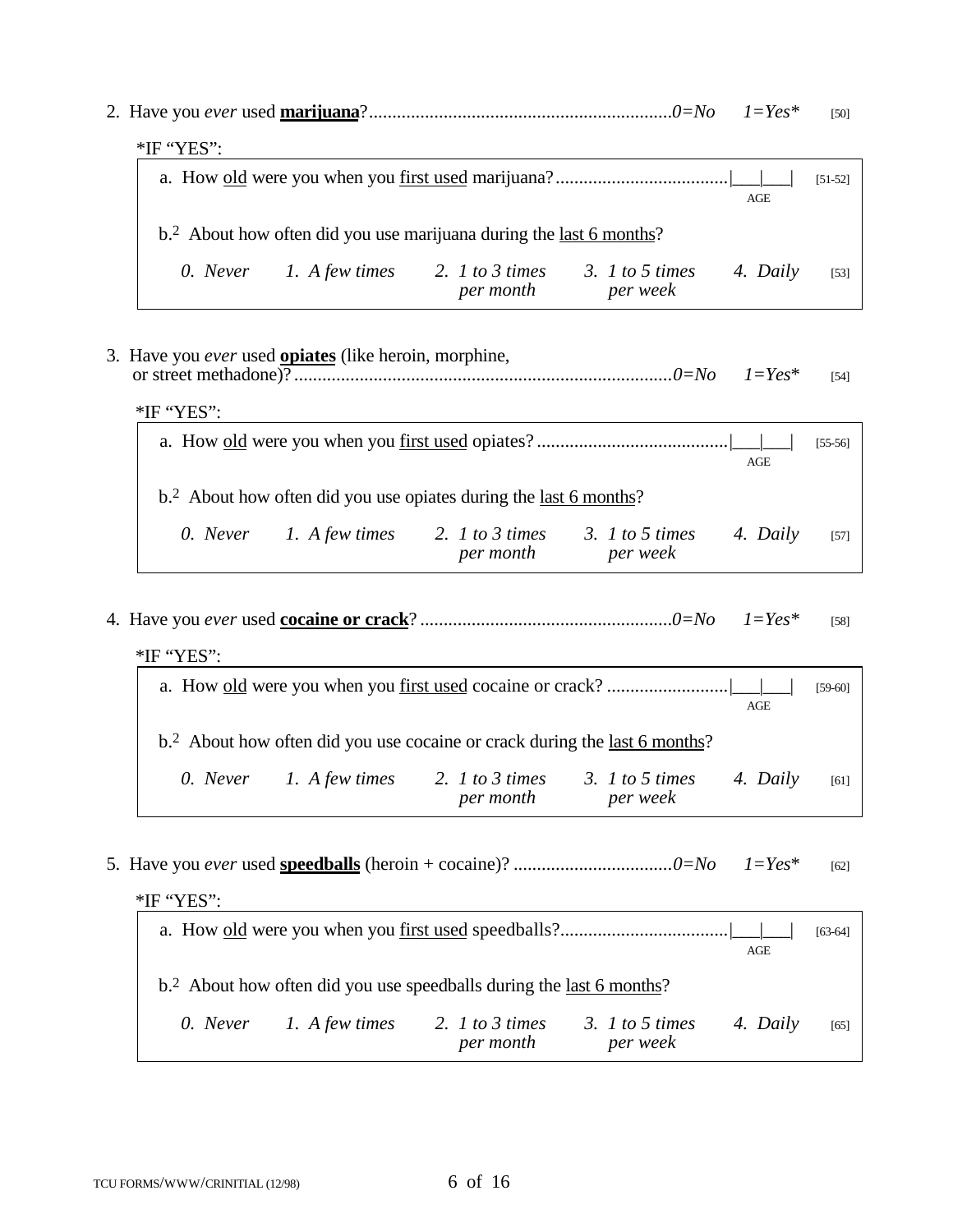2. Have you *ever* used **<u>marijuana</u>**?................................................................*0=No* *1=Yes** [50]

\*IF "YES":

a. How <u>old</u> were you when you <u>first used</u> marijuana?.....................................|\_\_\_|\_\_\_| AGE [51-52]

b.[2] About how often did you use marijuana during the <u>last 6 months</u>?

*0. Never* *1. A few times* *2. 1 to 3 times per month* *3. 1 to 5 times per week* *4. Daily* [53]

3. Have you *ever* used **<u>opiates</u>** (like heroin, morphine, or street methadone)?.................................................................................*0=No* *1=Yes** [54]

\*IF "YES":

a. How <u>old</u> were you when you <u>first used</u> opiates?.........................................|\_\_\_|\_\_\_| AGE [55-56]

b.[2] About how often did you use opiates during the <u>last 6 months</u>?

*0. Never* *1. A few times* *2. 1 to 3 times per month* *3. 1 to 5 times per week* *4. Daily* [57]

4. Have you *ever* used **<u>cocaine or crack</u>**?......................................................*0=No* *1=Yes** [58]

\*IF "YES":

a. How <u>old</u> were you when you <u>first used</u> cocaine or crack?..........................|\_\_\_|\_\_\_| AGE [59-60]

b.[2] About how often did you use cocaine or crack during the <u>last 6 months</u>?

*0. Never* *1. A few times* *2. 1 to 3 times per month* *3. 1 to 5 times per week* *4. Daily* [61]

5. Have you *ever* used **<u>speedballs</u>** (heroin + cocaine)?..................................*0=No* *1=Yes** [62]

\*IF "YES":

a. How <u>old</u> were you when you <u>first used</u> speedballs?....................................|\_\_\_|\_\_\_| AGE [63-64]

b.[2] About how often did you use speedballs during the <u>last 6 months</u>?

*0. Never* *1. A few times* *2. 1 to 3 times per month* *3. 1 to 5 times per week* *4. Daily* [65]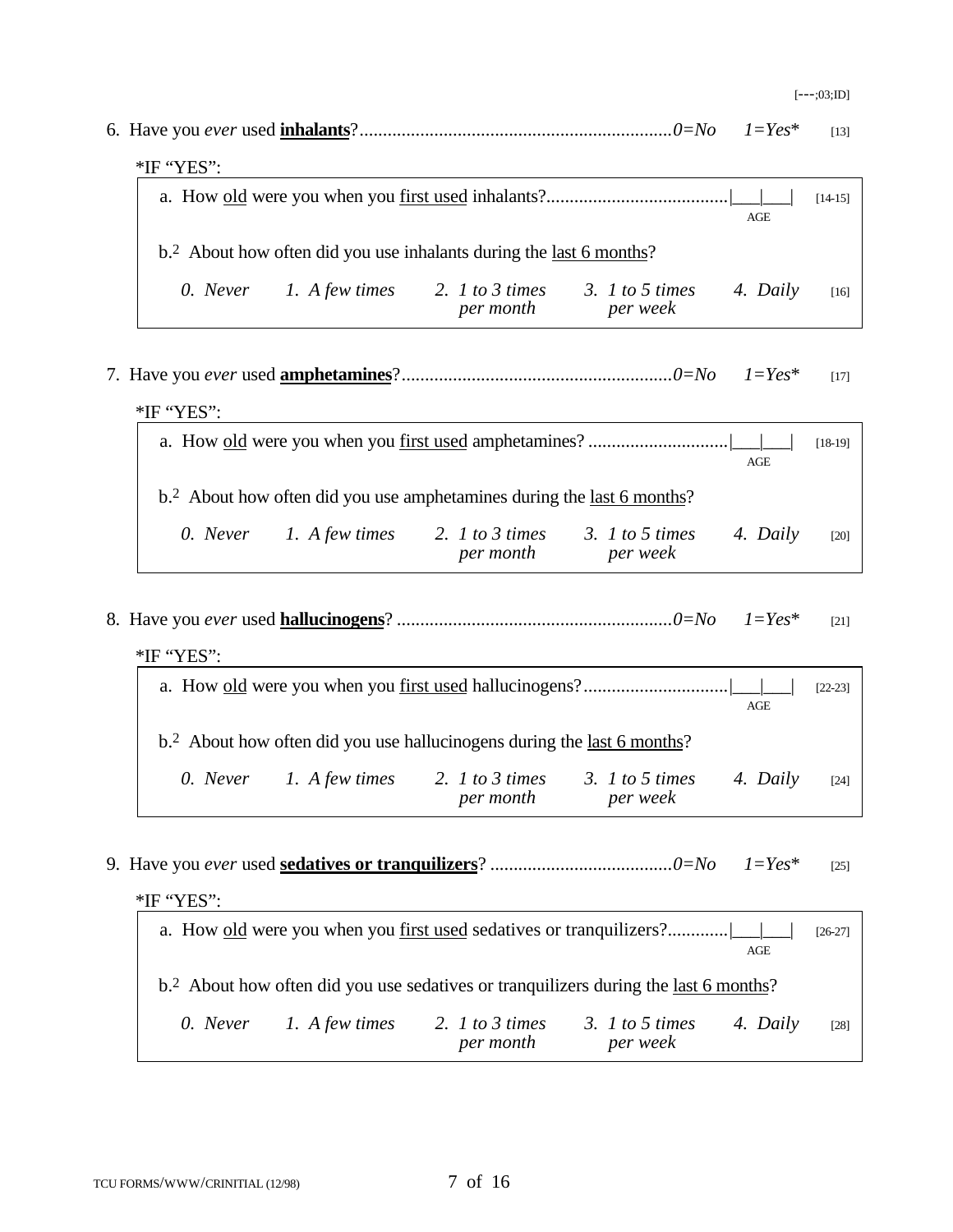[---;03;ID]

6. Have you *ever* used **inhalants**?...................................................................*0=No*   *1=Yes** [13]

   *IF "YES":

   a. How old were you when you first used inhalants?.......................................|___|___| AGE [14-15]

   b.[2] About how often did you use inhalants during the last 6 months?

   *0. Never*   *1. A few times*   *2. 1 to 3 times per month*   *3. 1 to 5 times per week*   *4. Daily* [16]

7. Have you *ever* used **amphetamines**?..........................................................*0=No*   *1=Yes** [17]

   *IF "YES":

   a. How old were you when you first used amphetamines? ..............................|___|___| AGE [18-19]

   b.[2] About how often did you use amphetamines during the last 6 months?

   *0. Never*   *1. A few times*   *2. 1 to 3 times per month*   *3. 1 to 5 times per week*   *4. Daily* [20]

8. Have you *ever* used **hallucinogens**? ..........................................................*0=No*   *1=Yes** [21]

   *IF "YES":

   a. How old were you when you first used hallucinogens?...............................|___|___| AGE [22-23]

   b.[2] About how often did you use hallucinogens during the last 6 months?

   *0. Never*   *1. A few times*   *2. 1 to 3 times per month*   *3. 1 to 5 times per week*   *4. Daily* [24]

9. Have you *ever* used **sedatives or tranquilizers**? .......................................*0=No*   *1=Yes** [25]

   *IF "YES":

   a. How old were you when you first used sedatives or tranquilizers?.............|___|___| AGE [26-27]

   b.[2] About how often did you use sedatives or tranquilizers during the last 6 months?

   *0. Never*   *1. A few times*   *2. 1 to 3 times per month*   *3. 1 to 5 times per week*   *4. Daily* [28]

TCU FORMS/WWW/CRINITIAL (12/98)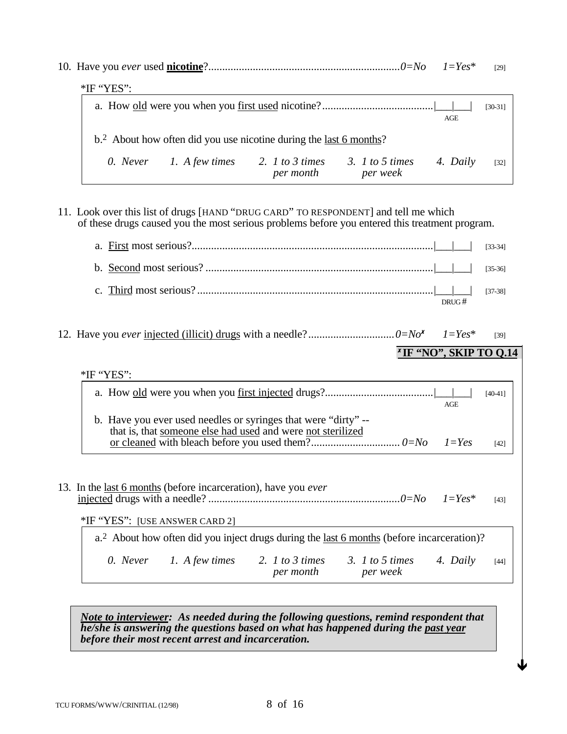10. Have you *ever* used **nicotine**?.................................................................... *0=No* *1=Yes** [29]

*IF "YES":

a. How <u>old</u> were you when you <u>first used</u> nicotine?........................................|___|___| [30-31]
AGE

b.[2] About how often did you use nicotine during the <u>last 6 months</u>?

*0. Never* *1. A few times* *2. 1 to 3 times per month* *3. 1 to 5 times per week* *4. Daily* [32]

11. Look over this list of drugs [HAND "DRUG CARD" TO RESPONDENT] and tell me which of these drugs caused you the most serious problems before you entered this treatment program.

a. <u>First</u> most serious?......................................................................................|___|___| [33-34]

b. <u>Second</u> most serious? .................................................................................|___|___| [35-36]

c. <u>Third</u> most serious?.....................................................................................|___|___| [37-38]
DRUG #

12. Have you *ever* <u>injected (illicit) drugs</u> with a needle?............................... *0=No*✗ *1=Yes** [39]

**✗ IF "NO", SKIP TO Q.14**

*IF "YES":

a. How <u>old</u> were you when you <u>first injected</u> drugs?.......................................|___|___| [40-41]
AGE

b. Have you ever used needles or syringes that were "dirty" -- that is, that <u>someone else had used</u> and were <u>not sterilized or cleaned</u> with bleach before you used them?................................ *0=No* *1=Yes* [42]

13. In the <u>last 6 months</u> (before incarceration), have you *ever* <u>injected</u> drugs with a needle? .................................................................... *0=No* *1=Yes** [43]

*IF "YES": [USE ANSWER CARD 2]

a.[2] About how often did you inject drugs during the <u>last 6 months</u> (before incarceration)?

*0. Never* *1. A few times* *2. 1 to 3 times per month* *3. 1 to 5 times per week* *4. Daily* [44]

***<u>Note to interviewer</u>: As needed during the following questions, remind respondent that he/she is answering the questions based on what has happened during the <u>past year</u> before their most recent arrest and incarceration.***

TCU FORMS/WWW/CRINITIAL (12/98)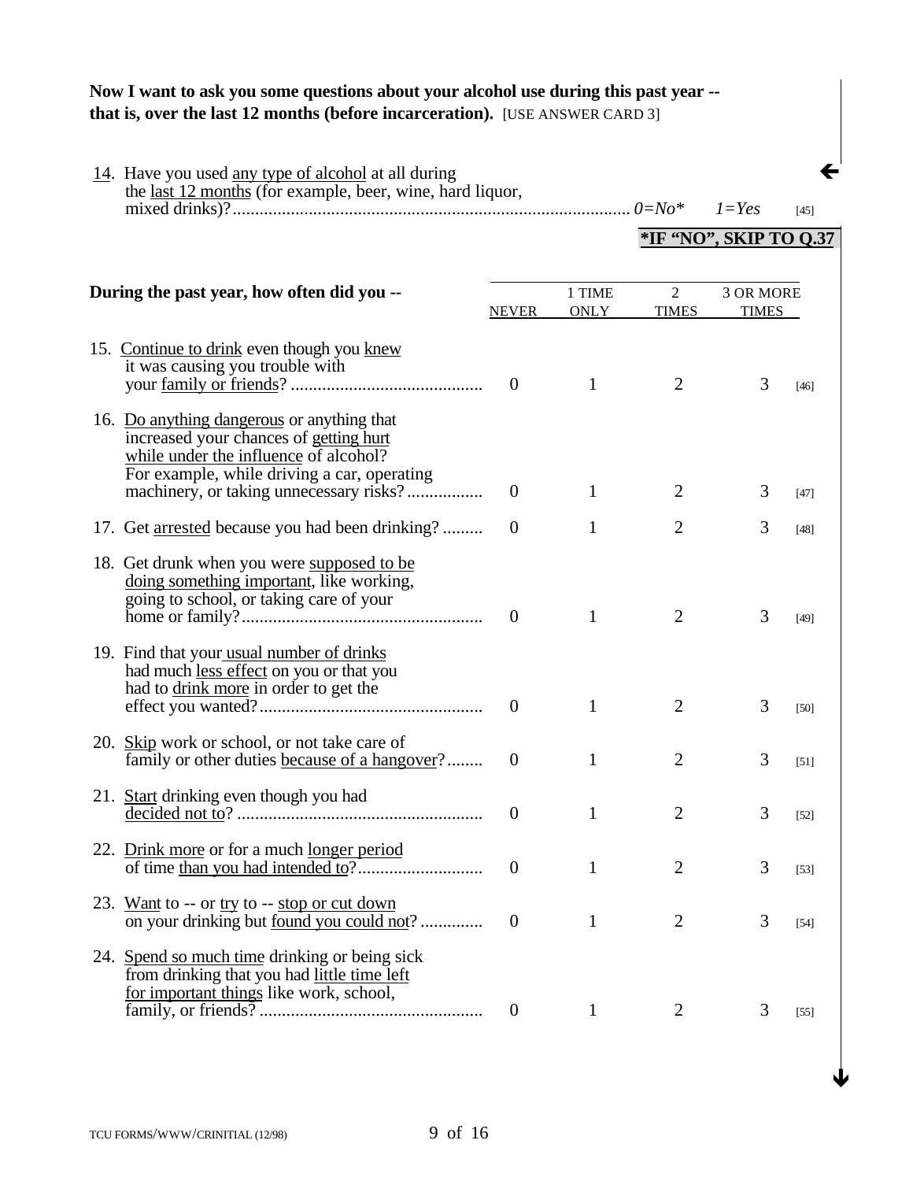**Now I want to ask you some questions about your alcohol use during this past year -- that is, over the last 12 months (before incarceration).** [USE ANSWER CARD 3]

14. Have you used any type of alcohol at all during the last 12 months (for example, beer, wine, hard liquor, mixed drinks)? ........ *0=No** *1=Yes* [45]

**\*IF "NO", SKIP TO Q.37**

| During the past year, how often did you -- | NEVER | 1 TIME ONLY | 2 TIMES | 3 OR MORE TIMES | |
|---|---|---|---|---|---|
| 15. Continue to drink even though you knew it was causing you trouble with your family or friends? | 0 | 1 | 2 | 3 | [46] |
| 16. Do anything dangerous or anything that increased your chances of getting hurt while under the influence of alcohol? For example, while driving a car, operating machinery, or taking unnecessary risks? | 0 | 1 | 2 | 3 | [47] |
| 17. Get arrested because you had been drinking? | 0 | 1 | 2 | 3 | [48] |
| 18. Get drunk when you were supposed to be doing something important, like working, going to school, or taking care of your home or family? | 0 | 1 | 2 | 3 | [49] |
| 19. Find that your usual number of drinks had much less effect on you or that you had to drink more in order to get the effect you wanted? | 0 | 1 | 2 | 3 | [50] |
| 20. Skip work or school, or not take care of family or other duties because of a hangover? | 0 | 1 | 2 | 3 | [51] |
| 21. Start drinking even though you had decided not to? | 0 | 1 | 2 | 3 | [52] |
| 22. Drink more or for a much longer period of time than you had intended to? | 0 | 1 | 2 | 3 | [53] |
| 23. Want to -- or try to -- stop or cut down on your drinking but found you could not? | 0 | 1 | 2 | 3 | [54] |
| 24. Spend so much time drinking or being sick from drinking that you had little time left for important things like work, school, family, or friends? | 0 | 1 | 2 | 3 | [55] |

TCU FORMS/WWW/CRINITIAL (12/98)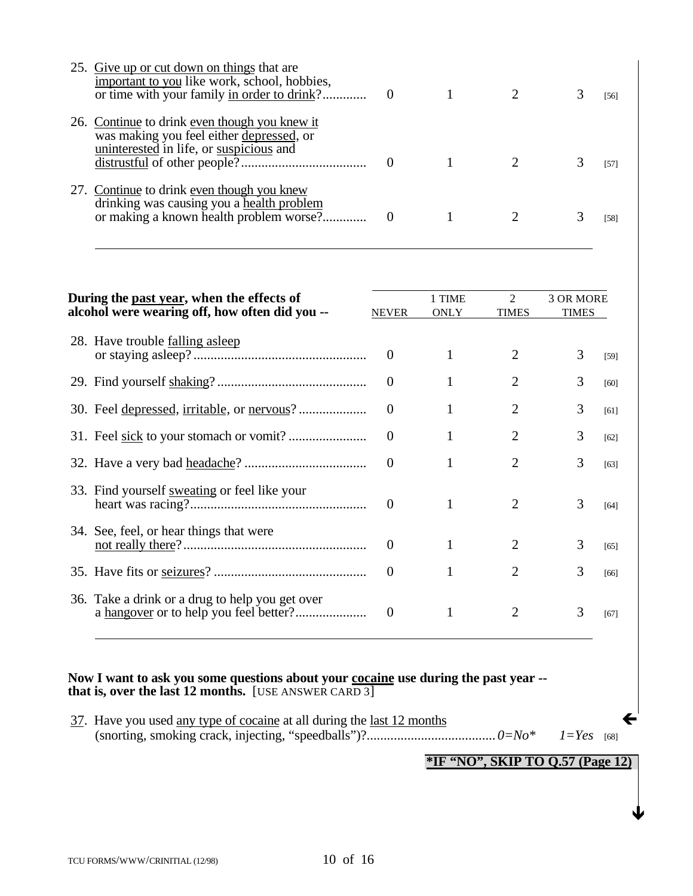| | | | | | |
|---|---|---|---|---|---|
| 25. Give up or cut down on things that are important to you like work, school, hobbies, or time with your family in order to drink? | 0 | 1 | 2 | 3 | [56] |
| 26. Continue to drink even though you knew it was making you feel either depressed, or uninterested in life, or suspicious and distrustful of other people? | 0 | 1 | 2 | 3 | [57] |
| 27. Continue to drink even though you knew drinking was causing you a health problem or making a known health problem worse? | 0 | 1 | 2 | 3 | [58] |

| **During the past year, when the effects of alcohol were wearing off, how often did you --** | NEVER | 1 TIME ONLY | 2 TIMES | 3 OR MORE TIMES | |
|---|---|---|---|---|---|
| 28. Have trouble falling asleep or staying asleep? | 0 | 1 | 2 | 3 | [59] |
| 29. Find yourself shaking? | 0 | 1 | 2 | 3 | [60] |
| 30. Feel depressed, irritable, or nervous? | 0 | 1 | 2 | 3 | [61] |
| 31. Feel sick to your stomach or vomit? | 0 | 1 | 2 | 3 | [62] |
| 32. Have a very bad headache? | 0 | 1 | 2 | 3 | [63] |
| 33. Find yourself sweating or feel like your heart was racing? | 0 | 1 | 2 | 3 | [64] |
| 34. See, feel, or hear things that were not really there? | 0 | 1 | 2 | 3 | [65] |
| 35. Have fits or seizures? | 0 | 1 | 2 | 3 | [66] |
| 36. Take a drink or a drug to help you get over a hangover or to help you feel better? | 0 | 1 | 2 | 3 | [67] |

**Now I want to ask you some questions about your cocaine use during the past year -- that is, over the last 12 months.** [USE ANSWER CARD 3]

37. Have you used any type of cocaine at all during the last 12 months (snorting, smoking crack, injecting, "speedballs")? ...... *0=No** *1=Yes* [68]

**\*IF "NO", SKIP TO Q.57 (Page 12)**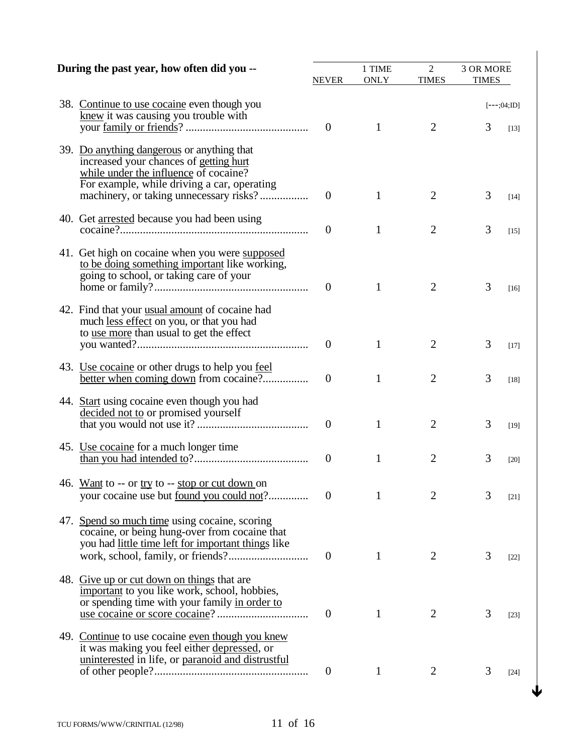| During the past year, how often did you -- | NEVER | 1 TIME ONLY | 2 TIMES | 3 OR MORE TIMES | |
|---|---|---|---|---|---|
| | | | | | [---;04;ID] |
| 38. Continue to use cocaine even though you knew it was causing you trouble with your family or friends? | 0 | 1 | 2 | 3 | [13] |
| 39. Do anything dangerous or anything that increased your chances of getting hurt while under the influence of cocaine? For example, while driving a car, operating machinery, or taking unnecessary risks? | 0 | 1 | 2 | 3 | [14] |
| 40. Get arrested because you had been using cocaine? | 0 | 1 | 2 | 3 | [15] |
| 41. Get high on cocaine when you were supposed to be doing something important like working, going to school, or taking care of your home or family? | 0 | 1 | 2 | 3 | [16] |
| 42. Find that your usual amount of cocaine had much less effect on you, or that you had to use more than usual to get the effect you wanted? | 0 | 1 | 2 | 3 | [17] |
| 43. Use cocaine or other drugs to help you feel better when coming down from cocaine? | 0 | 1 | 2 | 3 | [18] |
| 44. Start using cocaine even though you had decided not to or promised yourself that you would not use it? | 0 | 1 | 2 | 3 | [19] |
| 45. Use cocaine for a much longer time than you had intended to? | 0 | 1 | 2 | 3 | [20] |
| 46. Want to -- or try to -- stop or cut down on your cocaine use but found you could not? | 0 | 1 | 2 | 3 | [21] |
| 47. Spend so much time using cocaine, scoring cocaine, or being hung-over from cocaine that you had little time left for important things like work, school, family, or friends? | 0 | 1 | 2 | 3 | [22] |
| 48. Give up or cut down on things that are important to you like work, school, hobbies, or spending time with your family in order to use cocaine or score cocaine? | 0 | 1 | 2 | 3 | [23] |
| 49. Continue to use cocaine even though you knew it was making you feel either depressed, or uninterested in life, or paranoid and distrustful of other people? | 0 | 1 | 2 | 3 | [24] |

TCU FORMS/WWW/CRINITIAL (12/98)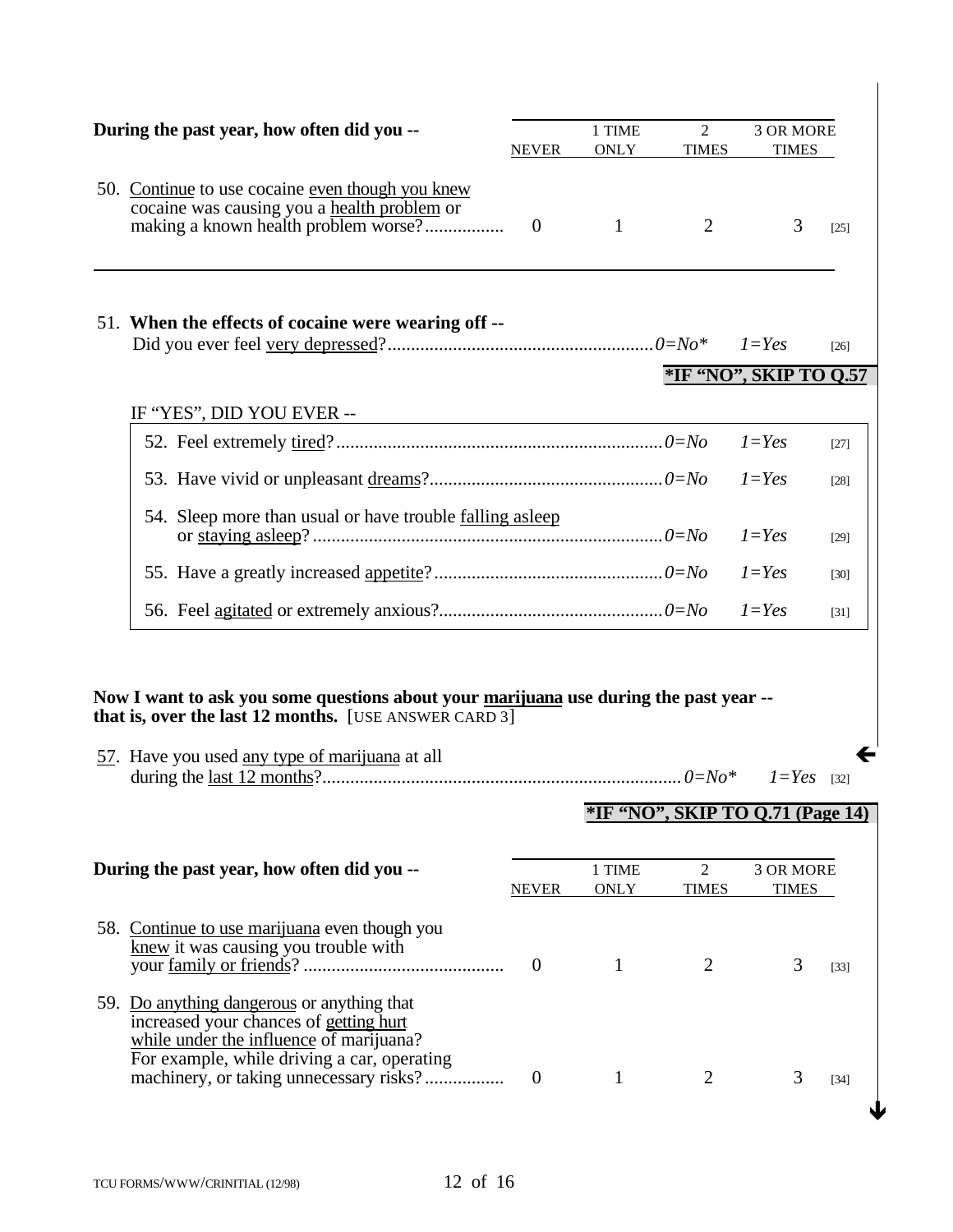| During the past year, how often did you -- | NEVER | 1 TIME ONLY | 2 TIMES | 3 OR MORE TIMES | |
|---|---|---|---|---|---|
| 50. Continue to use cocaine even though you knew cocaine was causing you a health problem or making a known health problem worse?................ | 0 | 1 | 2 | 3 | [25] |

51. **When the effects of cocaine were wearing off --**
Did you ever feel very depressed?........................................................ *0=No\** *1=Yes* [26]

**\*IF "NO", SKIP TO Q.57**

IF "YES", DID YOU EVER --

| | | | |
|---|---|---|---|
| 52. Feel extremely tired?...................................................................... | *0=No* | *1=Yes* | [27] |
| 53. Have vivid or unpleasant dreams?.................................................. | *0=No* | *1=Yes* | [28] |
| 54. Sleep more than usual or have trouble falling asleep or staying asleep?........................................................................... | *0=No* | *1=Yes* | [29] |
| 55. Have a greatly increased appetite?................................................. | *0=No* | *1=Yes* | [30] |
| 56. Feel agitated or extremely anxious?................................................ | *0=No* | *1=Yes* | [31] |

**Now I want to ask you some questions about your marijuana use during the past year -- that is, over the last 12 months.** [USE ANSWER CARD 3]

57. Have you used any type of marijuana at all during the last 12 months?............................................................................ *0=No\** *1=Yes* [32]

**\*IF "NO", SKIP TO Q.71 (Page 14)**

| During the past year, how often did you -- | NEVER | 1 TIME ONLY | 2 TIMES | 3 OR MORE TIMES | |
|---|---|---|---|---|---|
| 58. Continue to use marijuana even though you knew it was causing you trouble with your family or friends? .......................................... | 0 | 1 | 2 | 3 | [33] |
| 59. Do anything dangerous or anything that increased your chances of getting hurt while under the influence of marijuana? For example, while driving a car, operating machinery, or taking unnecessary risks?................ | 0 | 1 | 2 | 3 | [34] |

TCU FORMS/WWW/CRINITIAL (12/98)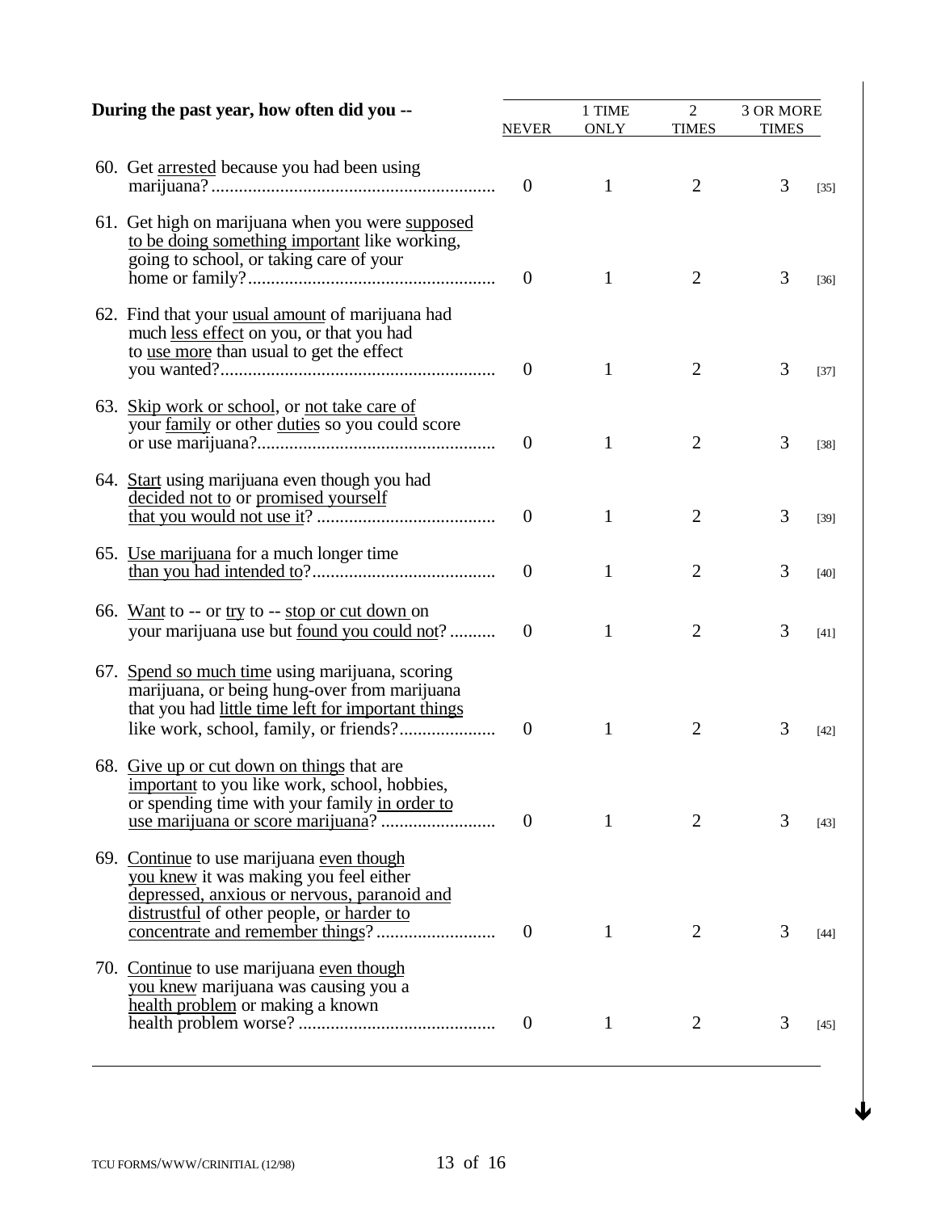| During the past year, how often did you -- | NEVER | 1 TIME ONLY | 2 TIMES | 3 OR MORE TIMES | |
|---|---|---|---|---|---|
| 60. Get arrested because you had been using marijuana? | 0 | 1 | 2 | 3 | [35] |
| 61. Get high on marijuana when you were supposed to be doing something important like working, going to school, or taking care of your home or family? | 0 | 1 | 2 | 3 | [36] |
| 62. Find that your usual amount of marijuana had much less effect on you, or that you had to use more than usual to get the effect you wanted? | 0 | 1 | 2 | 3 | [37] |
| 63. Skip work or school, or not take care of your family or other duties so you could score or use marijuana? | 0 | 1 | 2 | 3 | [38] |
| 64. Start using marijuana even though you had decided not to or promised yourself that you would not use it? | 0 | 1 | 2 | 3 | [39] |
| 65. Use marijuana for a much longer time than you had intended to? | 0 | 1 | 2 | 3 | [40] |
| 66. Want to -- or try to -- stop or cut down on your marijuana use but found you could not? | 0 | 1 | 2 | 3 | [41] |
| 67. Spend so much time using marijuana, scoring marijuana, or being hung-over from marijuana that you had little time left for important things like work, school, family, or friends? | 0 | 1 | 2 | 3 | [42] |
| 68. Give up or cut down on things that are important to you like work, school, hobbies, or spending time with your family in order to use marijuana or score marijuana? | 0 | 1 | 2 | 3 | [43] |
| 69. Continue to use marijuana even though you knew it was making you feel either depressed, anxious or nervous, paranoid and distrustful of other people, or harder to concentrate and remember things? | 0 | 1 | 2 | 3 | [44] |
| 70. Continue to use marijuana even though you knew marijuana was causing you a health problem or making a known health problem worse? | 0 | 1 | 2 | 3 | [45] |

TCU FORMS/WWW/CRINITIAL (12/98)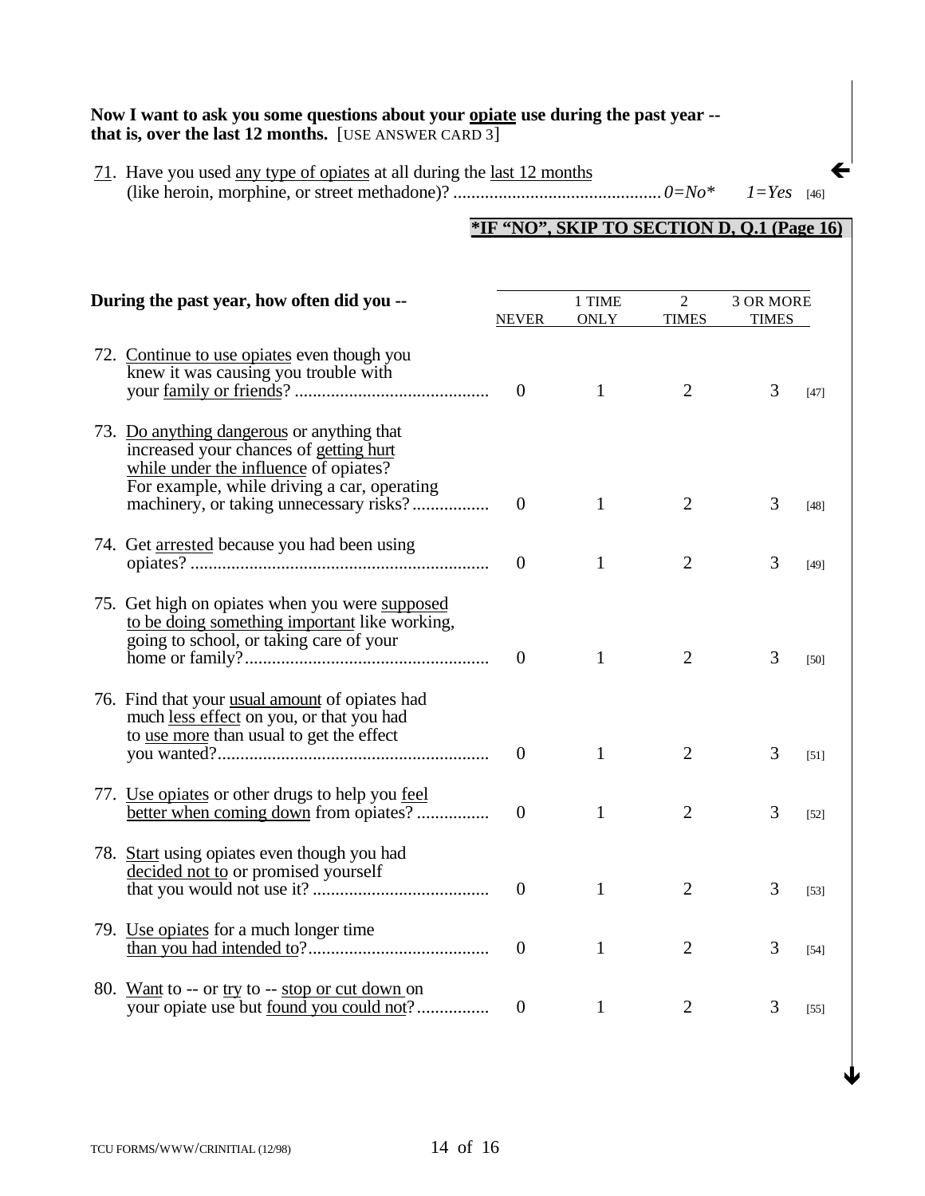**Now I want to ask you some questions about your opiate use during the past year -- that is, over the last 12 months.** [USE ANSWER CARD 3]

71. Have you used any type of opiates at all during the last 12 months (like heroin, morphine, or street methadone)? ............................................ *0=No\** *1=Yes* [46]

**\*IF "NO", SKIP TO SECTION D, Q.1 (Page 16)**

| During the past year, how often did you -- | NEVER | 1 TIME ONLY | 2 TIMES | 3 OR MORE TIMES | |
|---|---|---|---|---|---|
| 72. Continue to use opiates even though you knew it was causing you trouble with your family or friends? .......................................... | 0 | 1 | 2 | 3 | [47] |
| 73. Do anything dangerous or anything that increased your chances of getting hurt while under the influence of opiates? For example, while driving a car, operating machinery, or taking unnecessary risks? ................ | 0 | 1 | 2 | 3 | [48] |
| 74. Get arrested because you had been using opiates? ................................................................. | 0 | 1 | 2 | 3 | [49] |
| 75. Get high on opiates when you were supposed to be doing something important like working, going to school, or taking care of your home or family? ..................................................... | 0 | 1 | 2 | 3 | [50] |
| 76. Find that your usual amount of opiates had much less effect on you, or that you had to use more than usual to get the effect you wanted? ........................................................... | 0 | 1 | 2 | 3 | [51] |
| 77. Use opiates or other drugs to help you feel better when coming down from opiates? ................ | 0 | 1 | 2 | 3 | [52] |
| 78. Start using opiates even though you had decided not to or promised yourself that you would not use it? ...................................... | 0 | 1 | 2 | 3 | [53] |
| 79. Use opiates for a much longer time than you had intended to? ........................................ | 0 | 1 | 2 | 3 | [54] |
| 80. Want to -- or try to -- stop or cut down on your opiate use but found you could not? ................ | 0 | 1 | 2 | 3 | [55] |

TCU FORMS/WWW/CRINITIAL (12/98)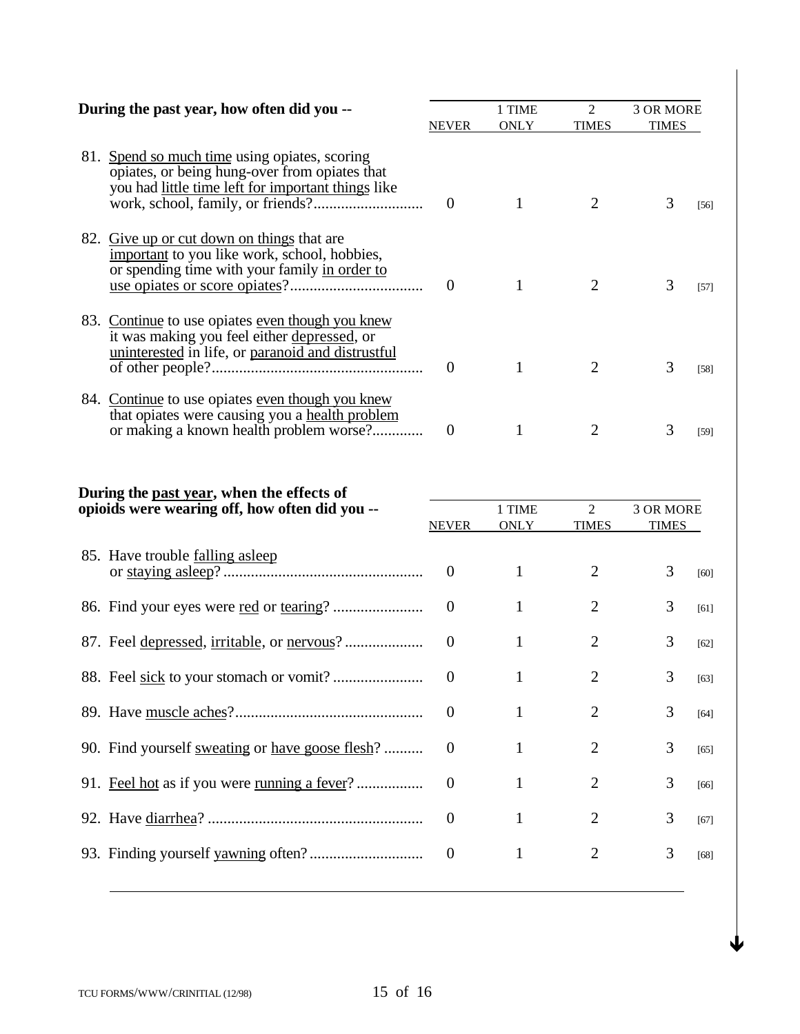| During the past year, how often did you -- | NEVER | 1 TIME ONLY | 2 TIMES | 3 OR MORE TIMES | |
|---|---|---|---|---|---|
| 81. Spend so much time using opiates, scoring opiates, or being hung-over from opiates that you had little time left for important things like work, school, family, or friends? | 0 | 1 | 2 | 3 | [56] |
| 82. Give up or cut down on things that are important to you like work, school, hobbies, or spending time with your family in order to use opiates or score opiates? | 0 | 1 | 2 | 3 | [57] |
| 83. Continue to use opiates even though you knew it was making you feel either depressed, or uninterested in life, or paranoid and distrustful of other people? | 0 | 1 | 2 | 3 | [58] |
| 84. Continue to use opiates even though you knew that opiates were causing you a health problem or making a known health problem worse? | 0 | 1 | 2 | 3 | [59] |

| During the past year, when the effects of opioids were wearing off, how often did you -- | NEVER | 1 TIME ONLY | 2 TIMES | 3 OR MORE TIMES | |
|---|---|---|---|---|---|
| 85. Have trouble falling asleep or staying asleep? | 0 | 1 | 2 | 3 | [60] |
| 86. Find your eyes were red or tearing? | 0 | 1 | 2 | 3 | [61] |
| 87. Feel depressed, irritable, or nervous? | 0 | 1 | 2 | 3 | [62] |
| 88. Feel sick to your stomach or vomit? | 0 | 1 | 2 | 3 | [63] |
| 89. Have muscle aches? | 0 | 1 | 2 | 3 | [64] |
| 90. Find yourself sweating or have goose flesh? | 0 | 1 | 2 | 3 | [65] |
| 91. Feel hot as if you were running a fever? | 0 | 1 | 2 | 3 | [66] |
| 92. Have diarrhea? | 0 | 1 | 2 | 3 | [67] |
| 93. Finding yourself yawning often? | 0 | 1 | 2 | 3 | [68] |

TCU FORMS/WWW/CRINITIAL (12/98)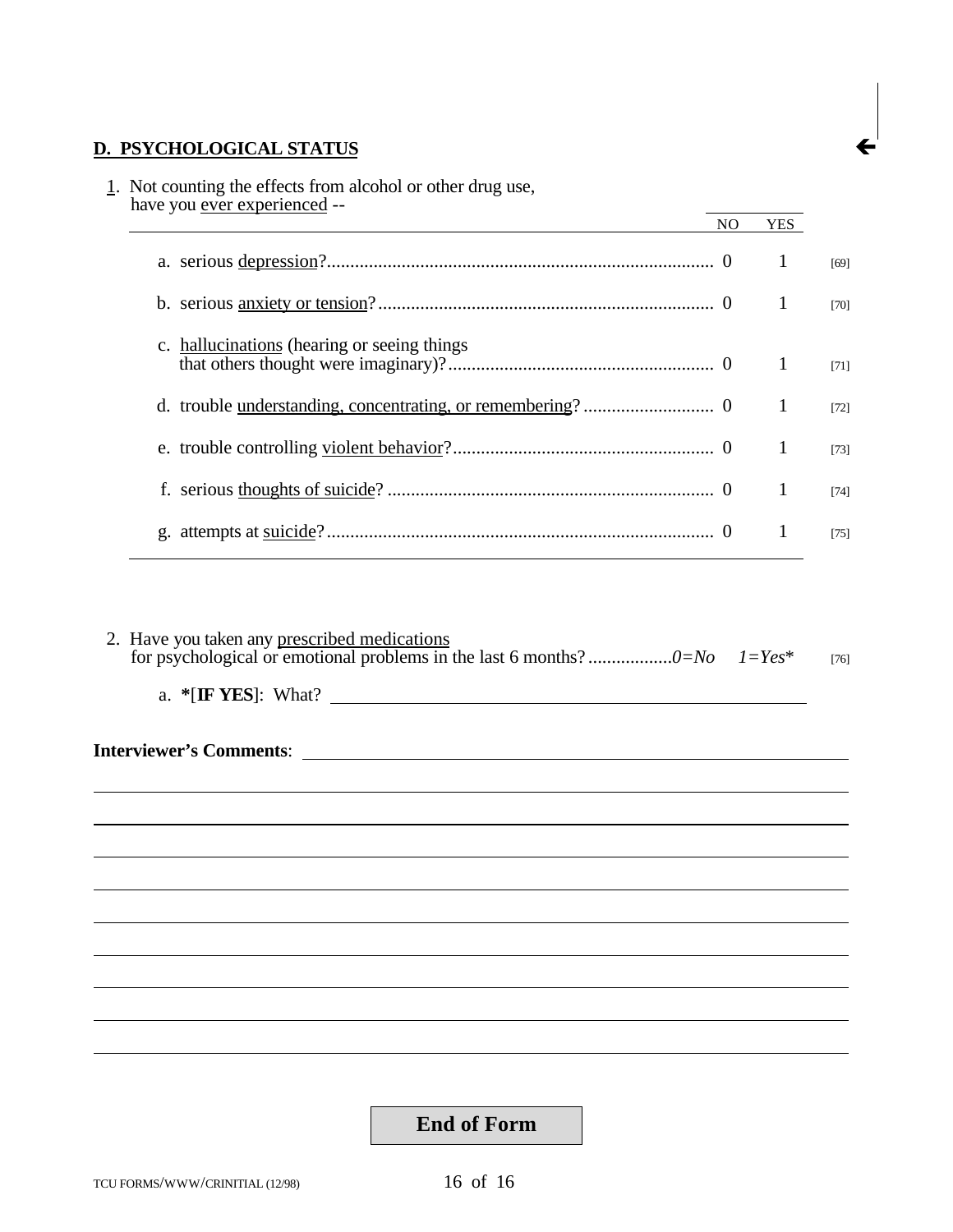## D. PSYCHOLOGICAL STATUS

1. Not counting the effects from alcohol or other drug use, have you ever experienced --

| | NO | YES | |
|---|---|---|---|
| a. serious depression? | 0 | 1 | [69] |
| b. serious anxiety or tension? | 0 | 1 | [70] |
| c. hallucinations (hearing or seeing things that others thought were imaginary)? | 0 | 1 | [71] |
| d. trouble understanding, concentrating, or remembering? | 0 | 1 | [72] |
| e. trouble controlling violent behavior? | 0 | 1 | [73] |
| f. serious thoughts of suicide? | 0 | 1 | [74] |
| g. attempts at suicide? | 0 | 1 | [75] |

2. Have you taken any prescribed medications for psychological or emotional problems in the last 6 months? .................. *0=No* *1=Yes** [76]

   a. *[**IF YES**]: What? ______________________________

**Interviewer's Comments**: ______________________________

______________________________

______________________________

______________________________

______________________________

______________________________

______________________________

______________________________

______________________________

**End of Form**

TCU FORMS/WWW/CRINITIAL (12/98)